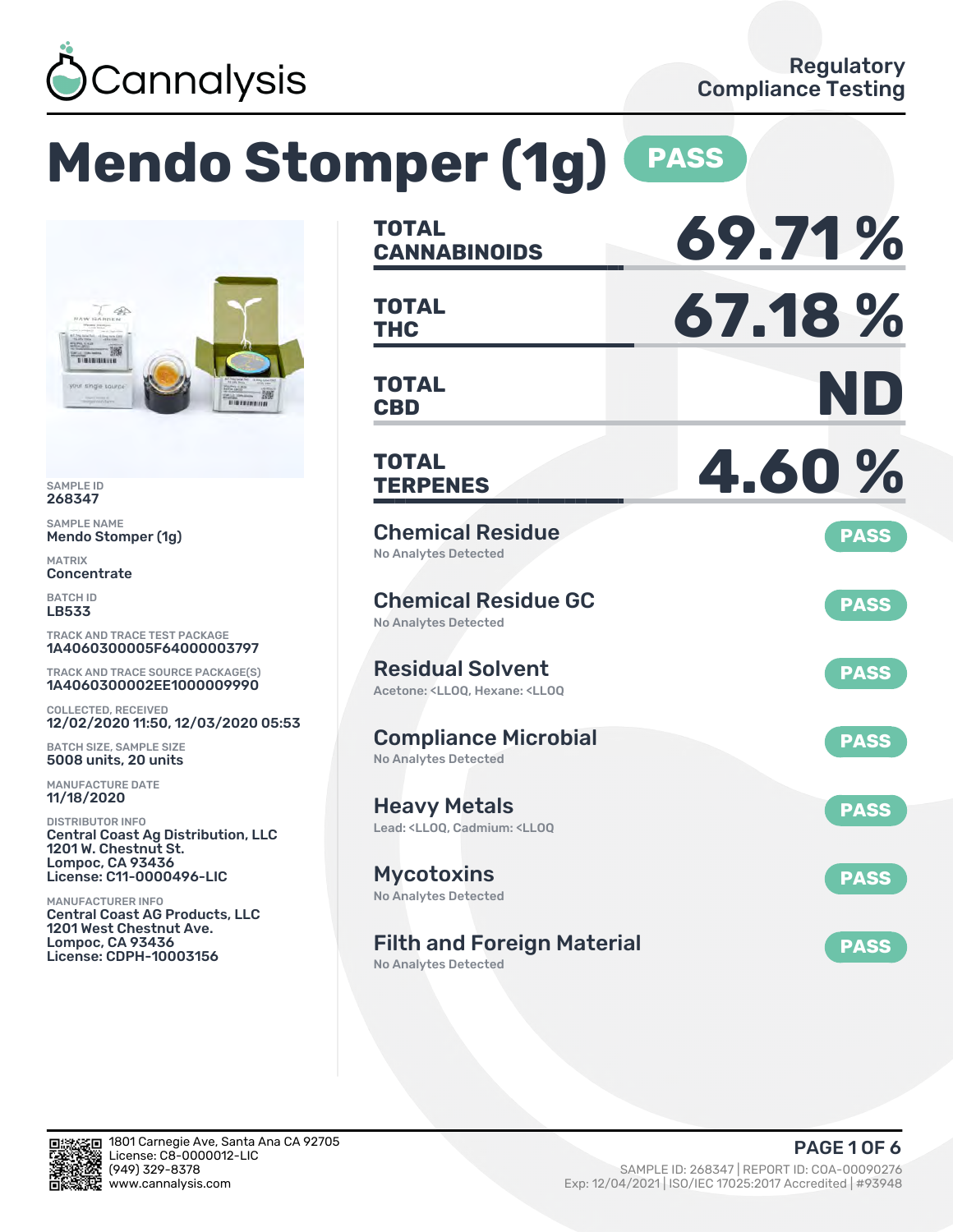Cannalysis

Regulatory Compliance Testing

# Mendo Stomper (1g) PASS

SAMPLE ID
268347

SAMPLE NAME
Mendo Stomper (1g)

MATRIX
Concentrate

BATCH ID
LB533

TRACK AND TRACE TEST PACKAGE
1A4060300005F64000003797

TRACK AND TRACE SOURCE PACKAGE(S)
1A4060300002EE1000009990

COLLECTED, RECEIVED
12/02/2020 11:50, 12/03/2020 05:53

BATCH SIZE, SAMPLE SIZE
5008 units, 20 units

MANUFACTURE DATE
11/18/2020

DISTRIBUTOR INFO
Central Coast Ag Distribution, LLC
1201 W. Chestnut St.
Lompoc, CA 93436
License: C11-0000496-LIC

MANUFACTURER INFO
Central Coast AG Products, LLC
1201 West Chestnut Ave.
Lompoc, CA 93436
License: CDPH-10003156

| | |
|---|---|
| **TOTAL CANNABINOIDS** | **69.71 %** |
| **TOTAL THC** | **67.18 %** |
| **TOTAL CBD** | **ND** |
| **TOTAL TERPENES** | **4.60 %** |

| Test | Result |
|---|---|
| **Chemical Residue**<br>No Analytes Detected | PASS |
| **Chemical Residue GC**<br>No Analytes Detected | PASS |
| **Residual Solvent**<br>Acetone: <LLOQ, Hexane: <LLOQ | PASS |
| **Compliance Microbial**<br>No Analytes Detected | PASS |
| **Heavy Metals**<br>Lead: <LLOQ, Cadmium: <LLOQ | PASS |
| **Mycotoxins**<br>No Analytes Detected | PASS |
| **Filth and Foreign Material**<br>No Analytes Detected | PASS |

1801 Carnegie Ave, Santa Ana CA 92705
License: C8-0000012-LIC
(949) 329-8378
www.cannalysis.com

SAMPLE ID: 268347 | REPORT ID: COA-00090276
Exp: 12/04/2021 | ISO/IEC 17025:2017 Accredited | #93948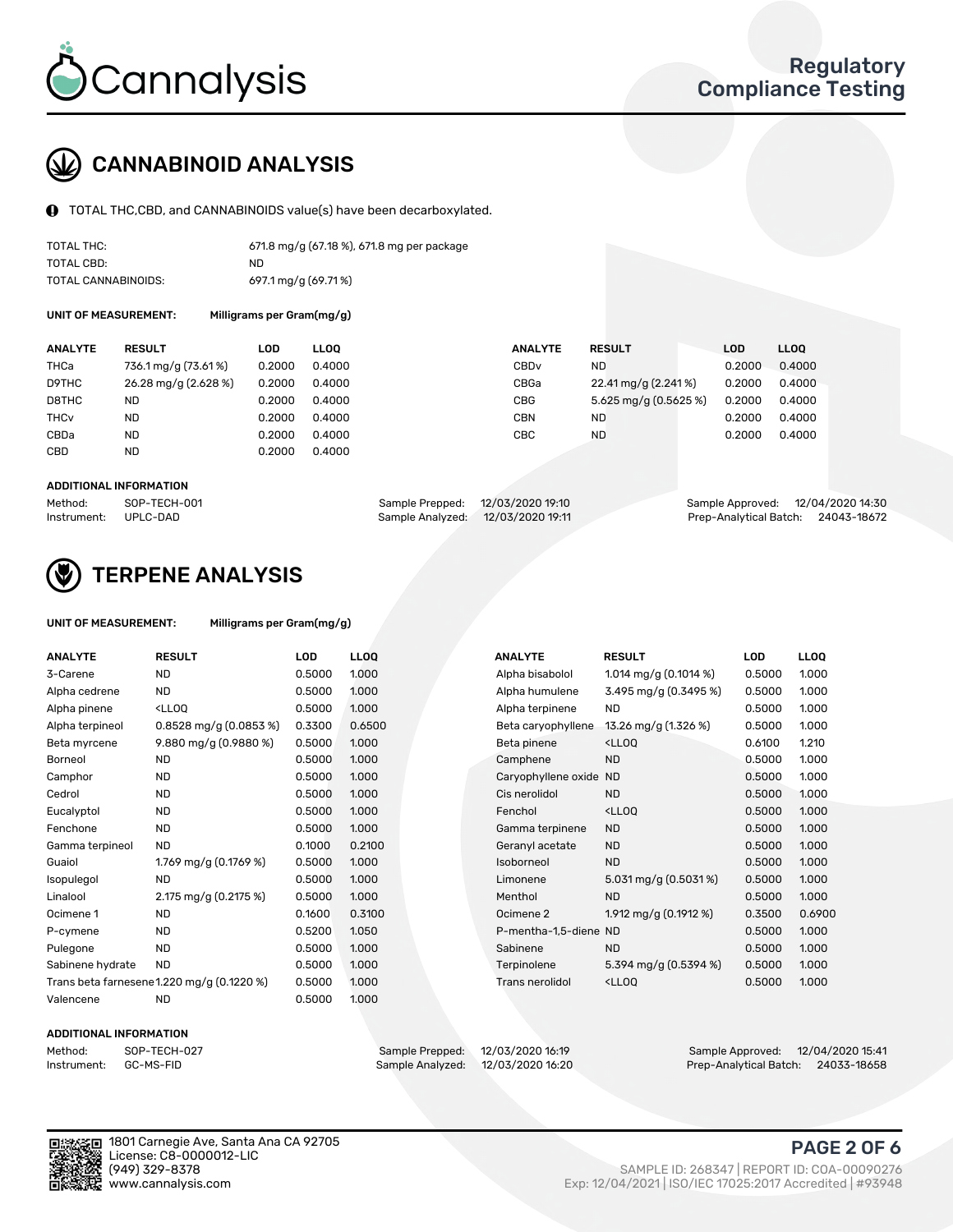# CANNABINOID ANALYSIS

TOTAL THC,CBD, and CANNABINOIDS value(s) have been decarboxylated.

| | |
|---|---|
| TOTAL THC: | 671.8 mg/g (67.18 %), 671.8 mg per package |
| TOTAL CBD: | ND |
| TOTAL CANNABINOIDS: | 697.1 mg/g (69.71 %) |

**UNIT OF MEASUREMENT:** Milligrams per Gram(mg/g)

| ANALYTE | RESULT | LOD | LLOQ | ANALYTE | RESULT | LOD | LLOQ |
|---|---|---|---|---|---|---|---|
| THCa | 736.1 mg/g (73.61 %) | 0.2000 | 0.4000 | CBDv | ND | 0.2000 | 0.4000 |
| D9THC | 26.28 mg/g (2.628 %) | 0.2000 | 0.4000 | CBGa | 22.41 mg/g (2.241 %) | 0.2000 | 0.4000 |
| D8THC | ND | 0.2000 | 0.4000 | CBG | 5.625 mg/g (0.5625 %) | 0.2000 | 0.4000 |
| THCv | ND | 0.2000 | 0.4000 | CBN | ND | 0.2000 | 0.4000 |
| CBDa | ND | 0.2000 | 0.4000 | CBC | ND | 0.2000 | 0.4000 |
| CBD | ND | 0.2000 | 0.4000 | | | | |

**ADDITIONAL INFORMATION**

| | | | | | |
|---|---|---|---|---|---|
| Method: | SOP-TECH-001 | Sample Prepped: | 12/03/2020 19:10 | Sample Approved: | 12/04/2020 14:30 |
| Instrument: | UPLC-DAD | Sample Analyzed: | 12/03/2020 19:11 | Prep-Analytical Batch: | 24043-18672 |

# TERPENE ANALYSIS

**UNIT OF MEASUREMENT:** Milligrams per Gram(mg/g)

| ANALYTE | RESULT | LOD | LLOQ | ANALYTE | RESULT | LOD | LLOQ |
|---|---|---|---|---|---|---|---|
| 3-Carene | ND | 0.5000 | 1.000 | Alpha bisabolol | 1.014 mg/g (0.1014 %) | 0.5000 | 1.000 |
| Alpha cedrene | ND | 0.5000 | 1.000 | Alpha humulene | 3.495 mg/g (0.3495 %) | 0.5000 | 1.000 |
| Alpha pinene | <LLOQ | 0.5000 | 1.000 | Alpha terpinene | ND | 0.5000 | 1.000 |
| Alpha terpineol | 0.8528 mg/g (0.0853 %) | 0.3300 | 0.6500 | Beta caryophyllene | 13.26 mg/g (1.326 %) | 0.5000 | 1.000 |
| Beta myrcene | 9.880 mg/g (0.9880 %) | 0.5000 | 1.000 | Beta pinene | <LLOQ | 0.6100 | 1.210 |
| Borneol | ND | 0.5000 | 1.000 | Camphene | ND | 0.5000 | 1.000 |
| Camphor | ND | 0.5000 | 1.000 | Caryophyllene oxide | ND | 0.5000 | 1.000 |
| Cedrol | ND | 0.5000 | 1.000 | Cis nerolidol | ND | 0.5000 | 1.000 |
| Eucalyptol | ND | 0.5000 | 1.000 | Fenchol | <LLOQ | 0.5000 | 1.000 |
| Fenchone | ND | 0.5000 | 1.000 | Gamma terpinene | ND | 0.5000 | 1.000 |
| Gamma terpineol | ND | 0.1000 | 0.2100 | Geranyl acetate | ND | 0.5000 | 1.000 |
| Guaiol | 1.769 mg/g (0.1769 %) | 0.5000 | 1.000 | Isoborneol | ND | 0.5000 | 1.000 |
| Isopulegol | ND | 0.5000 | 1.000 | Limonene | 5.031 mg/g (0.5031 %) | 0.5000 | 1.000 |
| Linalool | 2.175 mg/g (0.2175 %) | 0.5000 | 1.000 | Menthol | ND | 0.5000 | 1.000 |
| Ocimene 1 | ND | 0.1600 | 0.3100 | Ocimene 2 | 1.912 mg/g (0.1912 %) | 0.3500 | 0.6900 |
| P-cymene | ND | 0.5200 | 1.050 | P-mentha-1,5-diene | ND | 0.5000 | 1.000 |
| Pulegone | ND | 0.5000 | 1.000 | Sabinene | ND | 0.5000 | 1.000 |
| Sabinene hydrate | ND | 0.5000 | 1.000 | Terpinolene | 5.394 mg/g (0.5394 %) | 0.5000 | 1.000 |
| Trans beta farnesene | 1.220 mg/g (0.1220 %) | 0.5000 | 1.000 | Trans nerolidol | <LLOQ | 0.5000 | 1.000 |
| Valencene | ND | 0.5000 | 1.000 | | | | |

**ADDITIONAL INFORMATION**

| | | | | | |
|---|---|---|---|---|---|
| Method: | SOP-TECH-027 | Sample Prepped: | 12/03/2020 16:19 | Sample Approved: | 12/04/2020 15:41 |
| Instrument: | GC-MS-FID | Sample Analyzed: | 12/03/2020 16:20 | Prep-Analytical Batch: | 24033-18658 |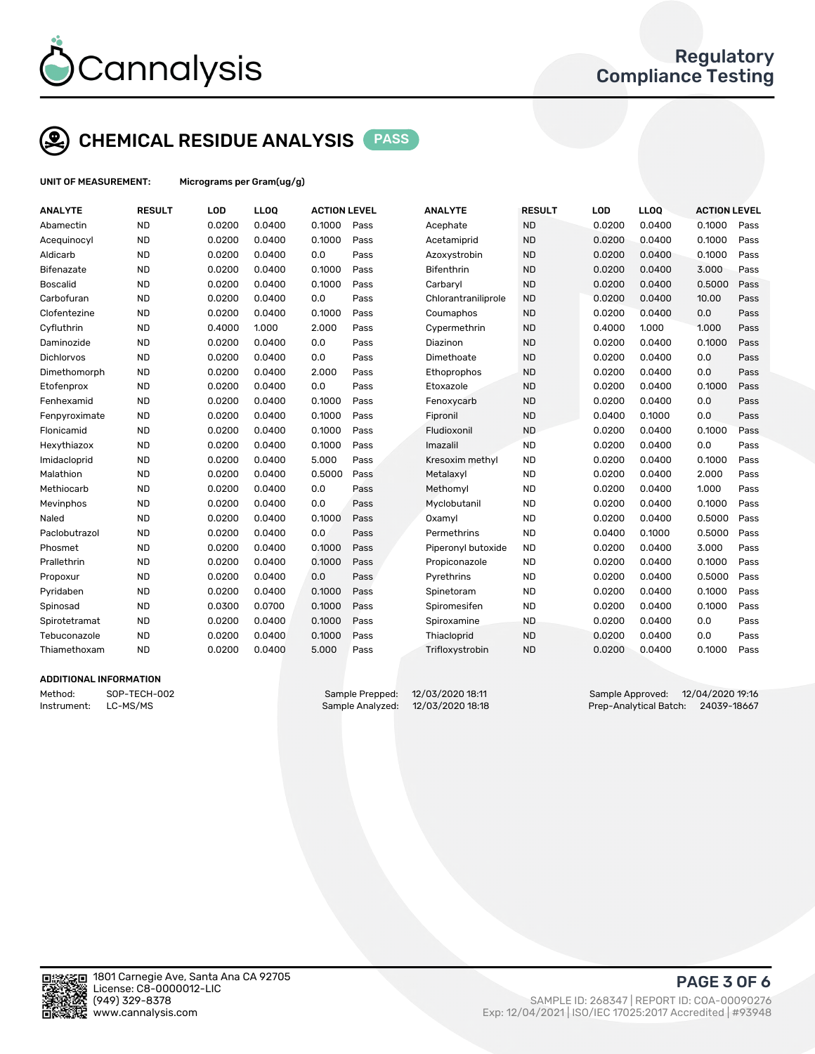Cannalysis

Regulatory Compliance Testing

## CHEMICAL RESIDUE ANALYSIS PASS

**UNIT OF MEASUREMENT:** Micrograms per Gram(ug/g)

| ANALYTE | RESULT | LOD | LLOQ | ACTION LEVEL | | ANALYTE | RESULT | LOD | LLOQ | ACTION LEVEL | |
|---|---|---|---|---|---|---|---|---|---|---|---|
| Abamectin | ND | 0.0200 | 0.0400 | 0.1000 | Pass | Acephate | ND | 0.0200 | 0.0400 | 0.1000 | Pass |
| Acequinocyl | ND | 0.0200 | 0.0400 | 0.1000 | Pass | Acetamiprid | ND | 0.0200 | 0.0400 | 0.1000 | Pass |
| Aldicarb | ND | 0.0200 | 0.0400 | 0.0 | Pass | Azoxystrobin | ND | 0.0200 | 0.0400 | 0.1000 | Pass |
| Bifenazate | ND | 0.0200 | 0.0400 | 0.1000 | Pass | Bifenthrin | ND | 0.0200 | 0.0400 | 3.000 | Pass |
| Boscalid | ND | 0.0200 | 0.0400 | 0.1000 | Pass | Carbaryl | ND | 0.0200 | 0.0400 | 0.5000 | Pass |
| Carbofuran | ND | 0.0200 | 0.0400 | 0.0 | Pass | Chlorantraniliprole | ND | 0.0200 | 0.0400 | 10.00 | Pass |
| Clofentezine | ND | 0.0200 | 0.0400 | 0.1000 | Pass | Coumaphos | ND | 0.0200 | 0.0400 | 0.0 | Pass |
| Cyfluthrin | ND | 0.4000 | 1.000 | 2.000 | Pass | Cypermethrin | ND | 0.4000 | 1.000 | 1.000 | Pass |
| Daminozide | ND | 0.0200 | 0.0400 | 0.0 | Pass | Diazinon | ND | 0.0200 | 0.0400 | 0.1000 | Pass |
| Dichlorvos | ND | 0.0200 | 0.0400 | 0.0 | Pass | Dimethoate | ND | 0.0200 | 0.0400 | 0.0 | Pass |
| Dimethomorph | ND | 0.0200 | 0.0400 | 2.000 | Pass | Ethoprophos | ND | 0.0200 | 0.0400 | 0.0 | Pass |
| Etofenprox | ND | 0.0200 | 0.0400 | 0.0 | Pass | Etoxazole | ND | 0.0200 | 0.0400 | 0.1000 | Pass |
| Fenhexamid | ND | 0.0200 | 0.0400 | 0.1000 | Pass | Fenoxycarb | ND | 0.0200 | 0.0400 | 0.0 | Pass |
| Fenpyroximate | ND | 0.0200 | 0.0400 | 0.1000 | Pass | Fipronil | ND | 0.0400 | 0.1000 | 0.0 | Pass |
| Flonicamid | ND | 0.0200 | 0.0400 | 0.1000 | Pass | Fludioxonil | ND | 0.0200 | 0.0400 | 0.1000 | Pass |
| Hexythiazox | ND | 0.0200 | 0.0400 | 0.1000 | Pass | Imazalil | ND | 0.0200 | 0.0400 | 0.0 | Pass |
| Imidacloprid | ND | 0.0200 | 0.0400 | 5.000 | Pass | Kresoxim methyl | ND | 0.0200 | 0.0400 | 0.1000 | Pass |
| Malathion | ND | 0.0200 | 0.0400 | 0.5000 | Pass | Metalaxyl | ND | 0.0200 | 0.0400 | 2.000 | Pass |
| Methiocarb | ND | 0.0200 | 0.0400 | 0.0 | Pass | Methomyl | ND | 0.0200 | 0.0400 | 1.000 | Pass |
| Mevinphos | ND | 0.0200 | 0.0400 | 0.0 | Pass | Myclobutanil | ND | 0.0200 | 0.0400 | 0.1000 | Pass |
| Naled | ND | 0.0200 | 0.0400 | 0.1000 | Pass | Oxamyl | ND | 0.0200 | 0.0400 | 0.5000 | Pass |
| Paclobutrazol | ND | 0.0200 | 0.0400 | 0.0 | Pass | Permethrins | ND | 0.0400 | 0.1000 | 0.5000 | Pass |
| Phosmet | ND | 0.0200 | 0.0400 | 0.1000 | Pass | Piperonyl butoxide | ND | 0.0200 | 0.0400 | 3.000 | Pass |
| Prallethrin | ND | 0.0200 | 0.0400 | 0.1000 | Pass | Propiconazole | ND | 0.0200 | 0.0400 | 0.1000 | Pass |
| Propoxur | ND | 0.0200 | 0.0400 | 0.0 | Pass | Pyrethrins | ND | 0.0200 | 0.0400 | 0.5000 | Pass |
| Pyridaben | ND | 0.0200 | 0.0400 | 0.1000 | Pass | Spinetoram | ND | 0.0200 | 0.0400 | 0.1000 | Pass |
| Spinosad | ND | 0.0300 | 0.0700 | 0.1000 | Pass | Spiromesifen | ND | 0.0200 | 0.0400 | 0.1000 | Pass |
| Spirotetramat | ND | 0.0200 | 0.0400 | 0.1000 | Pass | Spiroxamine | ND | 0.0200 | 0.0400 | 0.0 | Pass |
| Tebuconazole | ND | 0.0200 | 0.0400 | 0.1000 | Pass | Thiacloprid | ND | 0.0200 | 0.0400 | 0.0 | Pass |
| Thiamethoxam | ND | 0.0200 | 0.0400 | 5.000 | Pass | Trifloxystrobin | ND | 0.0200 | 0.0400 | 0.1000 | Pass |

### ADDITIONAL INFORMATION

Method: SOP-TECH-002
Instrument: LC-MS/MS

Sample Prepped: 12/03/2020 18:11
Sample Analyzed: 12/03/2020 18:18

Sample Approved: 12/04/2020 19:16
Prep-Analytical Batch: 24039-18667

1801 Carnegie Ave, Santa Ana CA 92705
License: C8-0000012-LIC
(949) 329-8378
www.cannalysis.com

SAMPLE ID: 268347 | REPORT ID: COA-00090276
Exp: 12/04/2021 | ISO/IEC 17025:2017 Accredited | #93948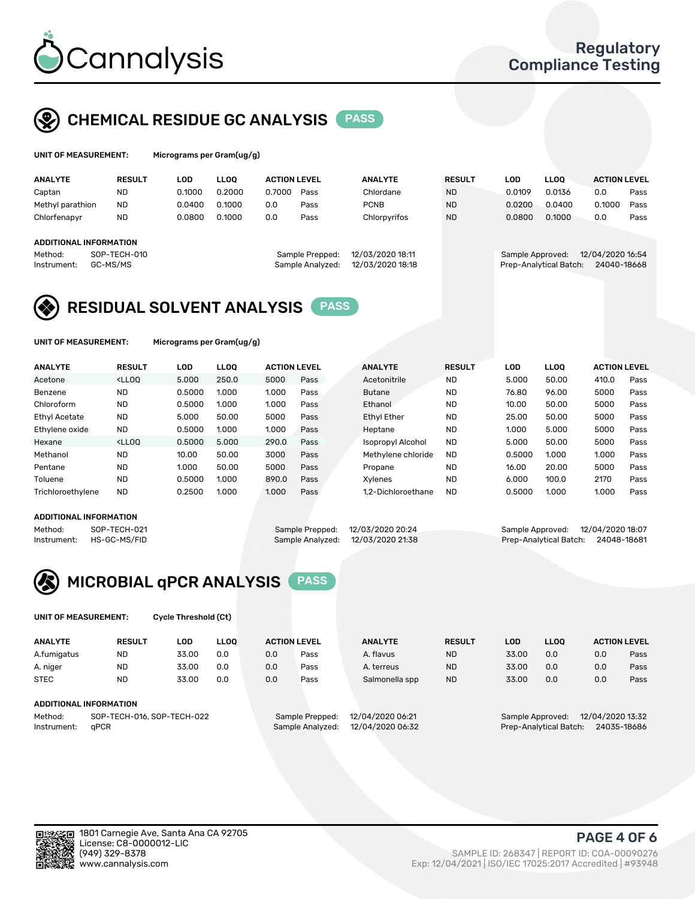## CHEMICAL RESIDUE GC ANALYSIS PASS

**UNIT OF MEASUREMENT:** Micrograms per Gram(ug/g)

| ANALYTE | RESULT | LOD | LLOQ | ACTION LEVEL | | ANALYTE | RESULT | LOD | LLOQ | ACTION LEVEL | |
|---|---|---|---|---|---|---|---|---|---|---|---|
| Captan | ND | 0.1000 | 0.2000 | 0.7000 | Pass | Chlordane | ND | 0.0109 | 0.0136 | 0.0 | Pass |
| Methyl parathion | ND | 0.0400 | 0.1000 | 0.0 | Pass | PCNB | ND | 0.0200 | 0.0400 | 0.1000 | Pass |
| Chlorfenapyr | ND | 0.0800 | 0.1000 | 0.0 | Pass | Chlorpyrifos | ND | 0.0800 | 0.1000 | 0.0 | Pass |

**ADDITIONAL INFORMATION**

Method: SOP-TECH-010
Instrument: GC-MS/MS
Sample Prepped: 12/03/2020 18:11
Sample Analyzed: 12/03/2020 18:18
Sample Approved: 12/04/2020 16:54
Prep-Analytical Batch: 24040-18668

## RESIDUAL SOLVENT ANALYSIS PASS

**UNIT OF MEASUREMENT:** Micrograms per Gram(ug/g)

| ANALYTE | RESULT | LOD | LLOQ | ACTION LEVEL | | ANALYTE | RESULT | LOD | LLOQ | ACTION LEVEL | |
|---|---|---|---|---|---|---|---|---|---|---|---|
| Acetone | <LLOQ | 5.000 | 250.0 | 5000 | Pass | Acetonitrile | ND | 5.000 | 50.00 | 410.0 | Pass |
| Benzene | ND | 0.5000 | 1.000 | 1.000 | Pass | Butane | ND | 76.80 | 96.00 | 5000 | Pass |
| Chloroform | ND | 0.5000 | 1.000 | 1.000 | Pass | Ethanol | ND | 10.00 | 50.00 | 5000 | Pass |
| Ethyl Acetate | ND | 5.000 | 50.00 | 5000 | Pass | Ethyl Ether | ND | 25.00 | 50.00 | 5000 | Pass |
| Ethylene oxide | ND | 0.5000 | 1.000 | 1.000 | Pass | Heptane | ND | 1.000 | 5.000 | 5000 | Pass |
| Hexane | <LLOQ | 0.5000 | 5.000 | 290.0 | Pass | Isopropyl Alcohol | ND | 5.000 | 50.00 | 5000 | Pass |
| Methanol | ND | 10.00 | 50.00 | 3000 | Pass | Methylene chloride | ND | 0.5000 | 1.000 | 1.000 | Pass |
| Pentane | ND | 1.000 | 50.00 | 5000 | Pass | Propane | ND | 16.00 | 20.00 | 5000 | Pass |
| Toluene | ND | 0.5000 | 1.000 | 890.0 | Pass | Xylenes | ND | 6.000 | 100.0 | 2170 | Pass |
| Trichloroethylene | ND | 0.2500 | 1.000 | 1.000 | Pass | 1,2-Dichloroethane | ND | 0.5000 | 1.000 | 1.000 | Pass |

**ADDITIONAL INFORMATION**

Method: SOP-TECH-021
Instrument: HS-GC-MS/FID
Sample Prepped: 12/03/2020 20:24
Sample Analyzed: 12/03/2020 21:38
Sample Approved: 12/04/2020 18:07
Prep-Analytical Batch: 24048-18681

## MICROBIAL qPCR ANALYSIS PASS

**UNIT OF MEASUREMENT:** Cycle Threshold (Ct)

| ANALYTE | RESULT | LOD | LLOQ | ACTION LEVEL | | ANALYTE | RESULT | LOD | LLOQ | ACTION LEVEL | |
|---|---|---|---|---|---|---|---|---|---|---|---|
| A.fumigatus | ND | 33.00 | 0.0 | 0.0 | Pass | A. flavus | ND | 33.00 | 0.0 | 0.0 | Pass |
| A. niger | ND | 33.00 | 0.0 | 0.0 | Pass | A. terreus | ND | 33.00 | 0.0 | 0.0 | Pass |
| STEC | ND | 33.00 | 0.0 | 0.0 | Pass | Salmonella spp | ND | 33.00 | 0.0 | 0.0 | Pass |

**ADDITIONAL INFORMATION**

Method: SOP-TECH-016, SOP-TECH-022
Instrument: qPCR
Sample Prepped: 12/04/2020 06:21
Sample Analyzed: 12/04/2020 06:32
Sample Approved: 12/04/2020 13:32
Prep-Analytical Batch: 24035-18686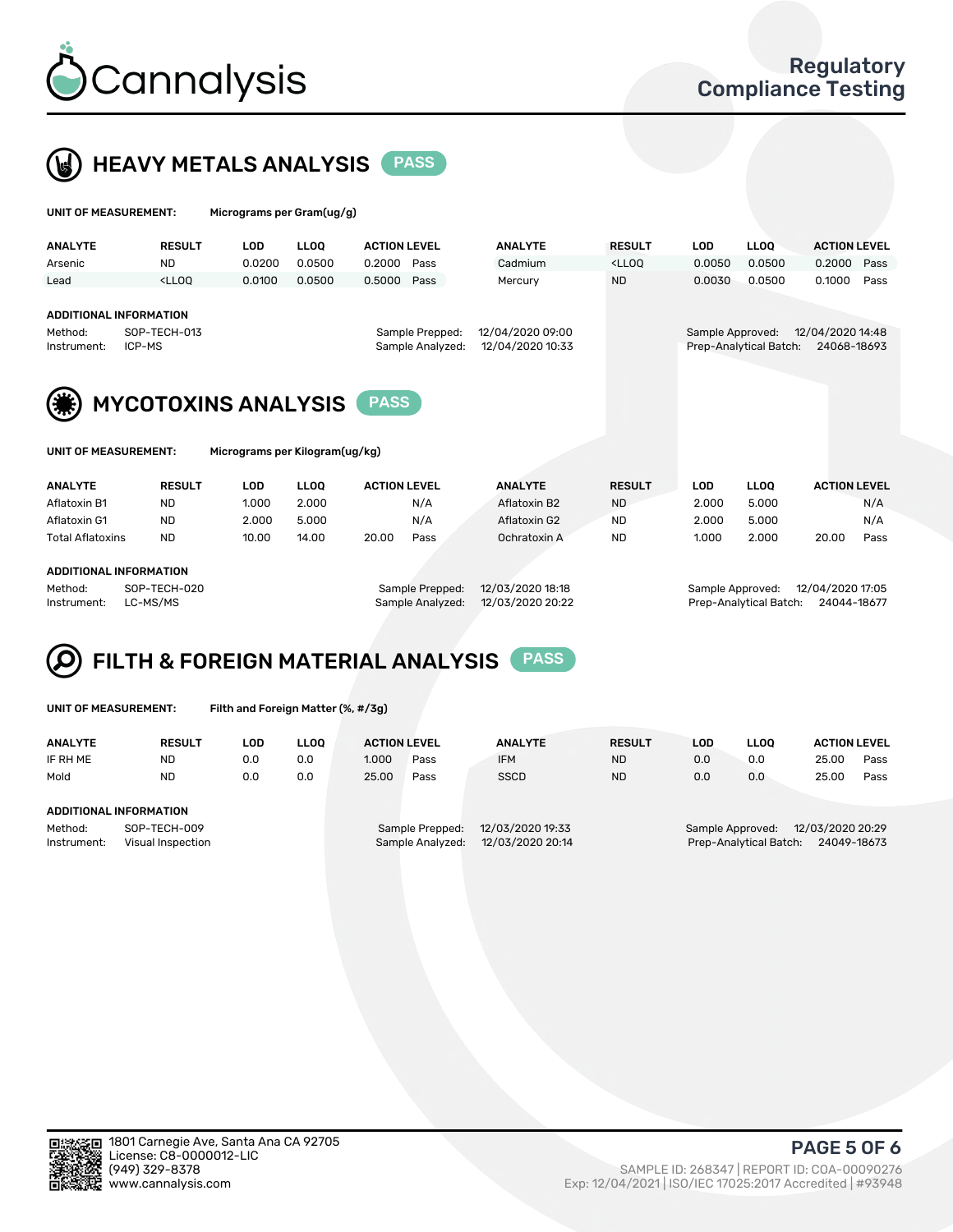# Cannalysis

Regulatory Compliance Testing

## HEAVY METALS ANALYSIS PASS

**UNIT OF MEASUREMENT:** Micrograms per Gram(ug/g)

| ANALYTE | RESULT | LOD | LLOQ | ACTION LEVEL | | ANALYTE | RESULT | LOD | LLOQ | ACTION LEVEL | |
|---|---|---|---|---|---|---|---|---|---|---|---|
| Arsenic | ND | 0.0200 | 0.0500 | 0.2000 | Pass | Cadmium | <LLOQ | 0.0050 | 0.0500 | 0.2000 | Pass |
| Lead | <LLOQ | 0.0100 | 0.0500 | 0.5000 | Pass | Mercury | ND | 0.0030 | 0.0500 | 0.1000 | Pass |

**ADDITIONAL INFORMATION**

Method: SOP-TECH-013
Instrument: ICP-MS
Sample Prepped: 12/04/2020 09:00
Sample Analyzed: 12/04/2020 10:33
Sample Approved: 12/04/2020 14:48
Prep-Analytical Batch: 24068-18693

## MYCOTOXINS ANALYSIS PASS

**UNIT OF MEASUREMENT:** Micrograms per Kilogram(ug/kg)

| ANALYTE | RESULT | LOD | LLOQ | ACTION LEVEL | | ANALYTE | RESULT | LOD | LLOQ | ACTION LEVEL | |
|---|---|---|---|---|---|---|---|---|---|---|---|
| Aflatoxin B1 | ND | 1.000 | 2.000 | | N/A | Aflatoxin B2 | ND | 2.000 | 5.000 | | N/A |
| Aflatoxin G1 | ND | 2.000 | 5.000 | | N/A | Aflatoxin G2 | ND | 2.000 | 5.000 | | N/A |
| Total Aflatoxins | ND | 10.00 | 14.00 | 20.00 | Pass | Ochratoxin A | ND | 1.000 | 2.000 | 20.00 | Pass |

**ADDITIONAL INFORMATION**

Method: SOP-TECH-020
Instrument: LC-MS/MS
Sample Prepped: 12/03/2020 18:18
Sample Analyzed: 12/03/2020 20:22
Sample Approved: 12/04/2020 17:05
Prep-Analytical Batch: 24044-18677

## FILTH & FOREIGN MATERIAL ANALYSIS PASS

**UNIT OF MEASUREMENT:** Filth and Foreign Matter (%, #/3g)

| ANALYTE | RESULT | LOD | LLOQ | ACTION LEVEL | | ANALYTE | RESULT | LOD | LLOQ | ACTION LEVEL | |
|---|---|---|---|---|---|---|---|---|---|---|---|
| IF RH ME | ND | 0.0 | 0.0 | 1.000 | Pass | IFM | ND | 0.0 | 0.0 | 25.00 | Pass |
| Mold | ND | 0.0 | 0.0 | 25.00 | Pass | SSCD | ND | 0.0 | 0.0 | 25.00 | Pass |

**ADDITIONAL INFORMATION**

Method: SOP-TECH-009
Instrument: Visual Inspection
Sample Prepped: 12/03/2020 19:33
Sample Analyzed: 12/03/2020 20:14
Sample Approved: 12/03/2020 20:29
Prep-Analytical Batch: 24049-18673

1801 Carnegie Ave, Santa Ana CA 92705
License: C8-0000012-LIC
(949) 329-8378
www.cannalysis.com

SAMPLE ID: 268347 | REPORT ID: COA-00090276
Exp: 12/04/2021 | ISO/IEC 17025:2017 Accredited | #93948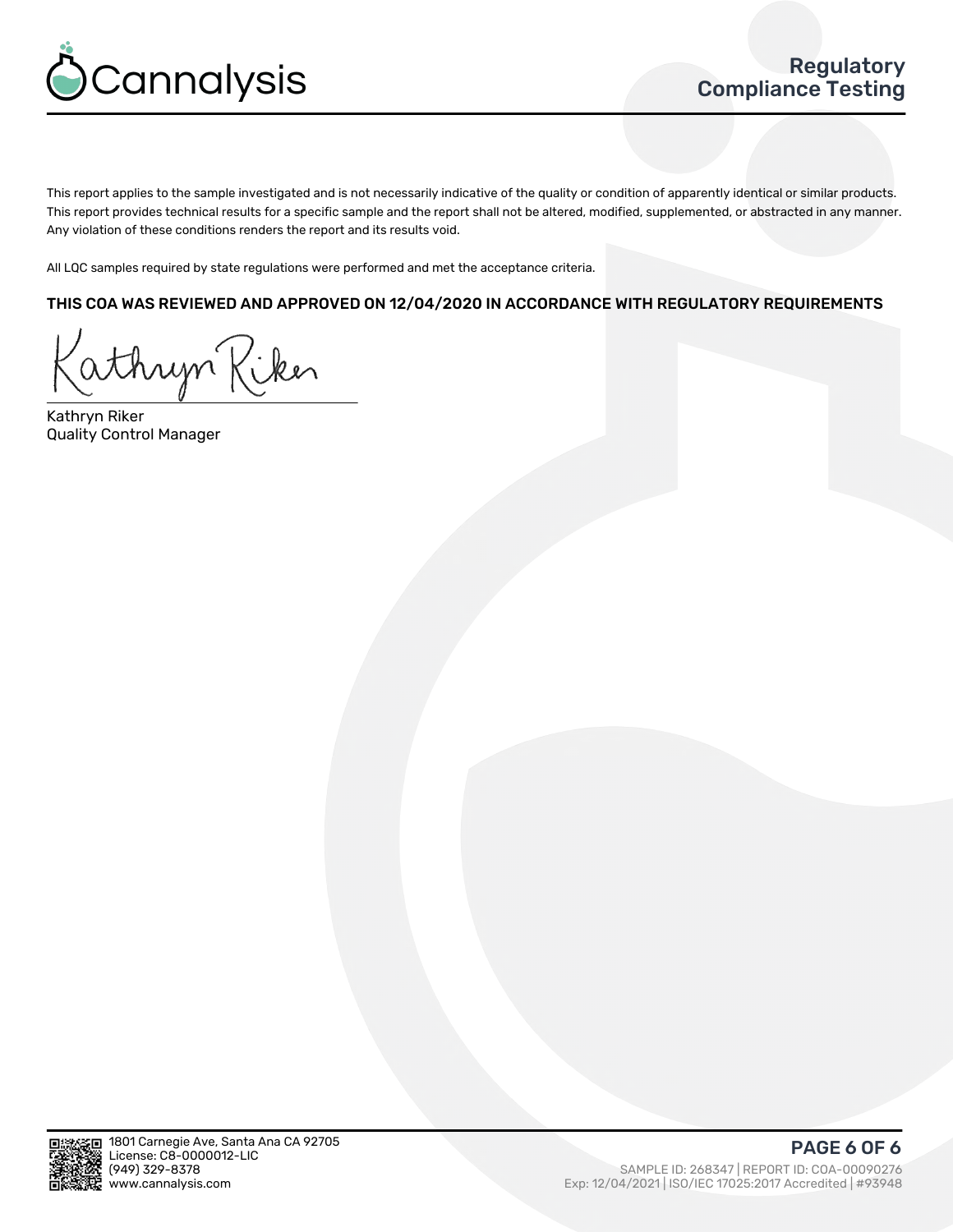This report applies to the sample investigated and is not necessarily indicative of the quality or condition of apparently identical or similar products. This report provides technical results for a specific sample and the report shall not be altered, modified, supplemented, or abstracted in any manner. Any violation of these conditions renders the report and its results void.

All LQC samples required by state regulations were performed and met the acceptance criteria.

**THIS COA WAS REVIEWED AND APPROVED ON 12/04/2020 IN ACCORDANCE WITH REGULATORY REQUIREMENTS**

Kathryn Riker
Quality Control Manager